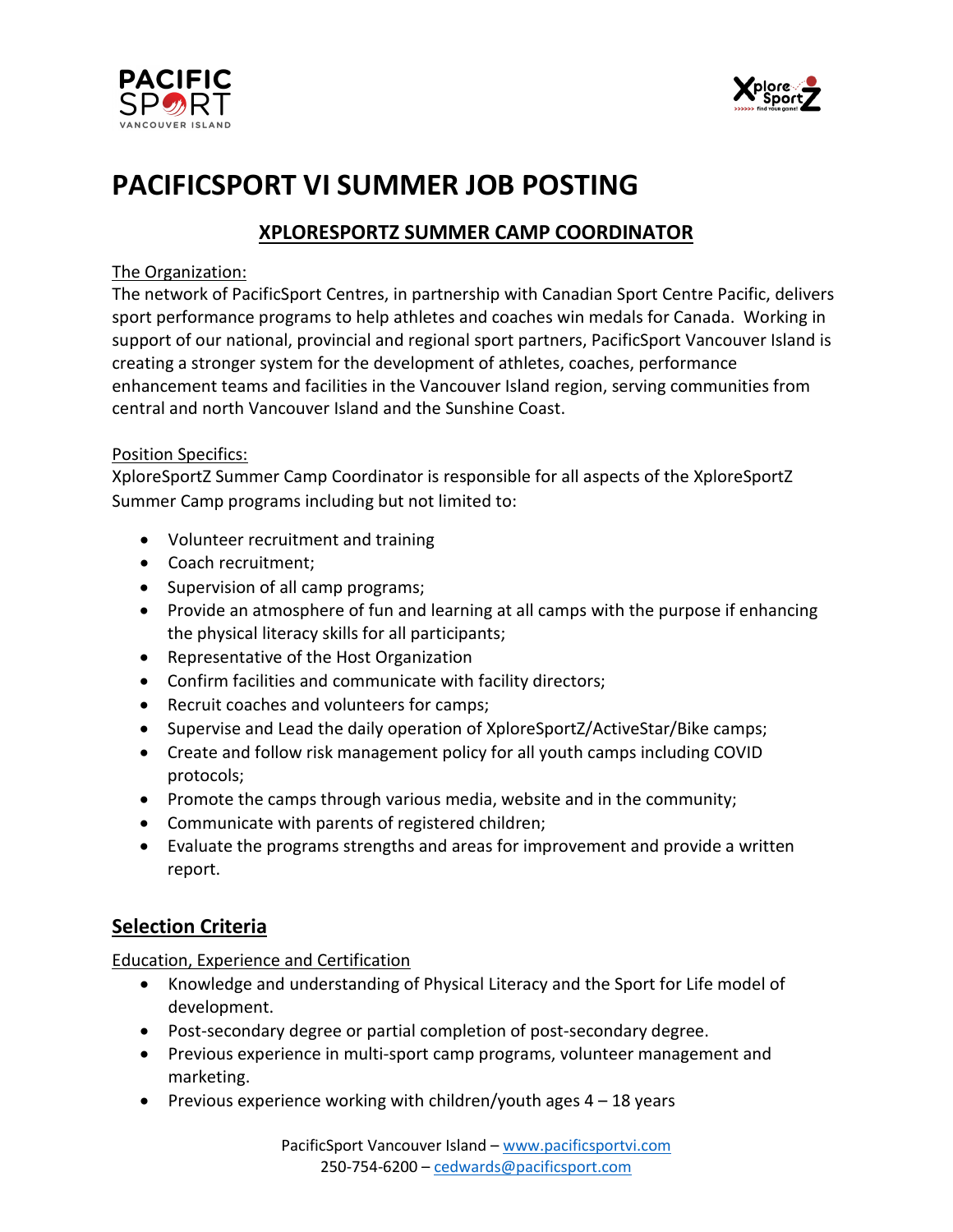# PACIFICSPORT VI SUMMER JOB POSTING

## XPLORESPORTZ SUMMER CAMP COORDINATOR

The Organization:

The network of PacificSport Centres, in partnership with Canadian Sport Centre Pacific, delivers sport performance programs to help athletes and coaches win medals for Canada. Working in support of our national, provincial and regional sport partners, PacificSport Vancouver Island is creating a stronger system for the development of athletes, coaches, performance enhancement teams and facilities in the Vancouver Island region, serving communities from central and north Vancouver Island and the Sunshine Coast.

Position Specifics:

XploreSportZ Summer Camp Coordinator is responsible for all aspects of the XploreSportZ Summer Camp programs including but not limited to:

- Volunteer recruitment and training
- Coach recruitment;
- Supervision of all camp programs;
- Provide an atmosphere of fun and learning at all camps with the purpose if enhancing the physical literacy skills for all participants;
- Representative of the Host Organization
- Confirm facilities and communicate with facility directors;
- Recruit coaches and volunteers for camps;
- Supervise and Lead the daily operation of XploreSportZ/ActiveStar/Bike camps;
- Create and follow risk management policy for all youth camps including COVID protocols;
- Promote the camps through various media, website and in the community;
- Communicate with parents of registered children;
- Evaluate the programs strengths and areas for improvement and provide a written report.

## Selection Criteria

Education, Experience and Certification

- Knowledge and understanding of Physical Literacy and the Sport for Life model of development.
- Post-secondary degree or partial completion of post-secondary degree.
- Previous experience in multi-sport camp programs, volunteer management and marketing.
- Previous experience working with children/youth ages 4 – 18 years

PacificSport Vancouver Island – www.pacificsportvi.com
250-754-6200 – cedwards@pacificsport.com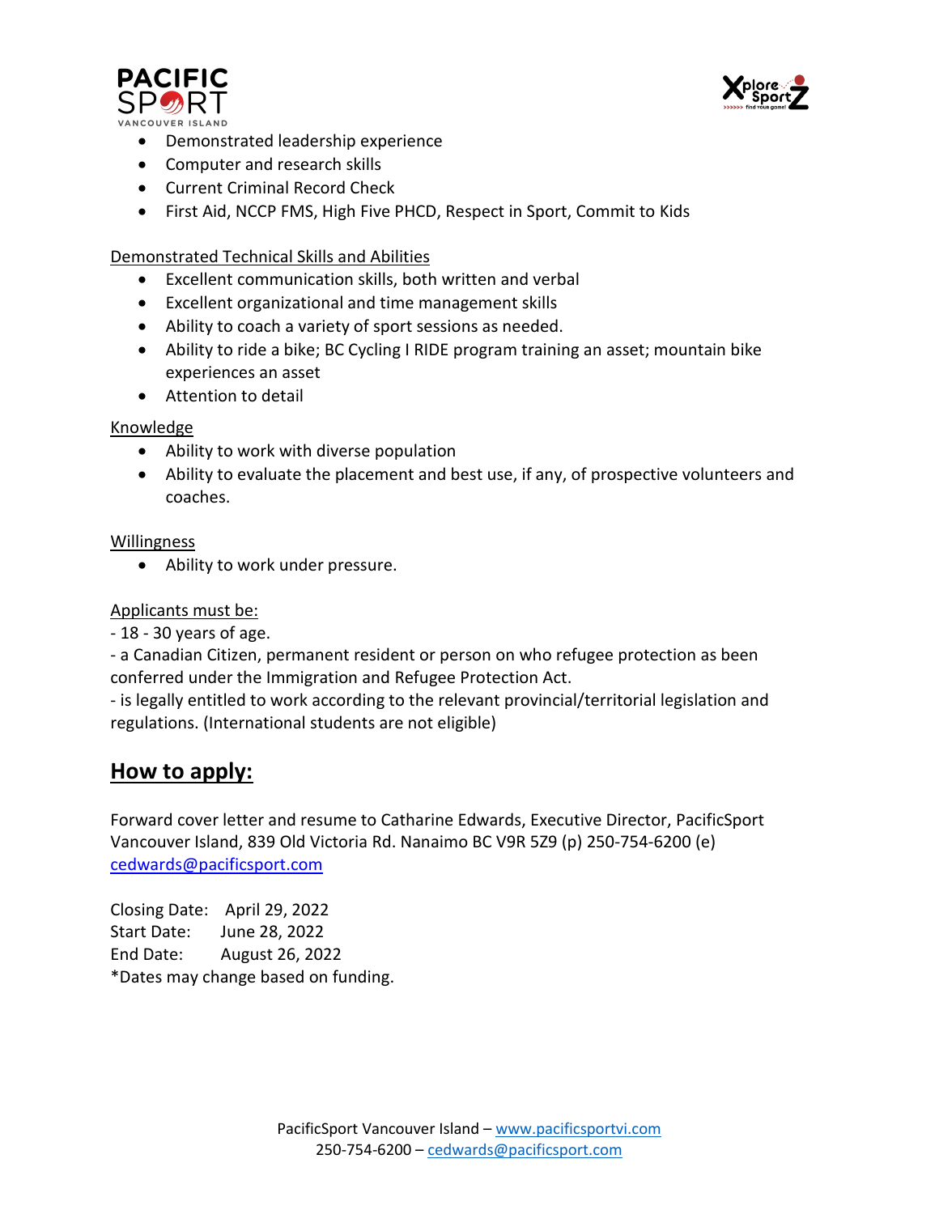- Demonstrated leadership experience
- Computer and research skills
- Current Criminal Record Check
- First Aid, NCCP FMS, High Five PHCD, Respect in Sport, Commit to Kids

<u>Demonstrated Technical Skills and Abilities</u>

- Excellent communication skills, both written and verbal
- Excellent organizational and time management skills
- Ability to coach a variety of sport sessions as needed.
- Ability to ride a bike; BC Cycling I RIDE program training an asset; mountain bike experiences an asset
- Attention to detail

<u>Knowledge</u>

- Ability to work with diverse population
- Ability to evaluate the placement and best use, if any, of prospective volunteers and coaches.

<u>Willingness</u>

- Ability to work under pressure.

<u>Applicants must be:</u>

- 18 - 30 years of age.
- a Canadian Citizen, permanent resident or person on who refugee protection as been conferred under the Immigration and Refugee Protection Act.
- is legally entitled to work according to the relevant provincial/territorial legislation and regulations. (International students are not eligible)

## <u>How to apply:</u>

Forward cover letter and resume to Catharine Edwards, Executive Director, PacificSport Vancouver Island, 839 Old Victoria Rd. Nanaimo BC V9R 5Z9 (p) 250-754-6200 (e) cedwards@pacificsport.com

Closing Date: April 29, 2022
Start Date: June 28, 2022
End Date: August 26, 2022
*Dates may change based on funding.